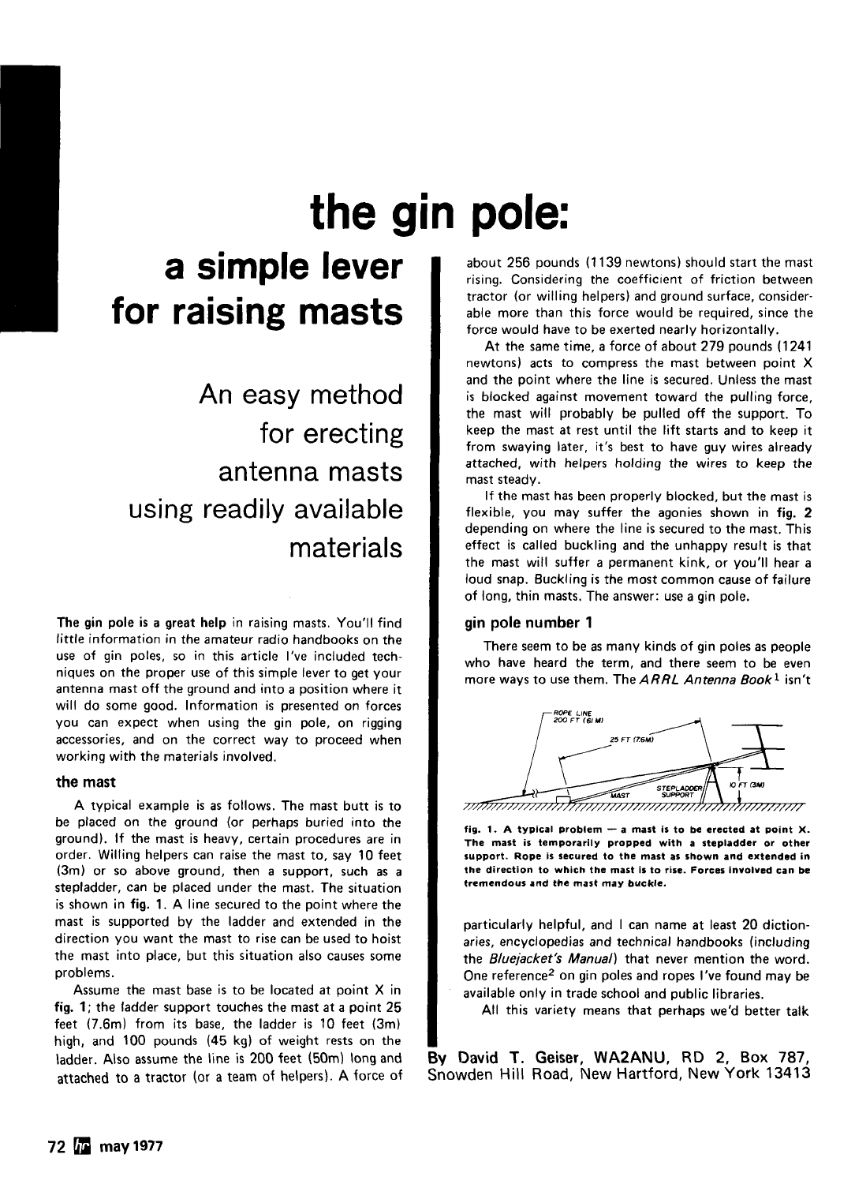# the gin pole:

## a simple lever for raising masts

### An easy method for erecting antenna masts using readily available materials

**The gin pole is a great help** in raising masts. You'll find little information in the amateur radio handbooks on the use of gin poles, so in this article I've included techniques on the proper use of this simple lever to get your antenna mast off the ground and into a position where it will do some good. Information is presented on forces you can expect when using the gin pole, on rigging accessories, and on the correct way to proceed when working with the materials involved.

### the mast

A typical example is as follows. The mast butt is to be placed on the ground (or perhaps buried into the ground). If the mast is heavy, certain procedures are in order. Willing helpers can raise the mast to, say 10 feet (3m) or so above ground, then a support, such as a stepladder, can be placed under the mast. The situation is shown in fig. 1. A line secured to the point where the mast is supported by the ladder and extended in the direction you want the mast to rise can be used to hoist the mast into place, but this situation also causes some problems.

Assume the mast base is to be located at point X in fig. 1; the ladder support touches the mast at a point 25 feet (7.6m) from its base, the ladder is 10 feet (3m) high, and 100 pounds (45 kg) of weight rests on the ladder. Also assume the line is 200 feet (50m) long and attached to a tractor (or a team of helpers). A force of about 256 pounds (1139 newtons) should start the mast rising. Considering the coefficient of friction between tractor (or willing helpers) and ground surface, considerable more than this force would be required, since the force would have to be exerted nearly horizontally.

At the same time, a force of about 279 pounds (1241 newtons) acts to compress the mast between point X and the point where the line is secured. Unless the mast is blocked against movement toward the pulling force, the mast will probably be pulled off the support. To keep the mast at rest until the lift starts and to keep it from swaying later, it's best to have guy wires already attached, with helpers holding the wires to keep the mast steady.

If the mast has been properly blocked, but the mast is flexible, you may suffer the agonies shown in fig. 2 depending on where the line is secured to the mast. This effect is called buckling and the unhappy result is that the mast will suffer a permanent kink, or you'll hear a loud snap. Buckling is the most common cause of failure of long, thin masts. The answer: use a gin pole.

### gin pole number 1

There seem to be as many kinds of gin poles as people who have heard the term, and there seem to be even more ways to use them. The *ARRL Antenna Book*[1] isn't particularly helpful, and I can name at least 20 dictionaries, encyclopedias and technical handbooks (including the *Bluejacket's Manual*) that never mention the word. One reference[2] on gin poles and ropes I've found may be available only in trade school and public libraries.

All this variety means that perhaps we'd better talk

**fig. 1. A typical problem — a mast is to be erected at point X. The mast is temporarily propped with a stepladder or other support. Rope is secured to the mast as shown and extended in the direction to which the mast is to rise. Forces involved can be tremendous and the mast may buckle.**

**By David T. Geiser, WA2ANU, RD 2, Box 787, Snowden Hill Road, New Hartford, New York 13413**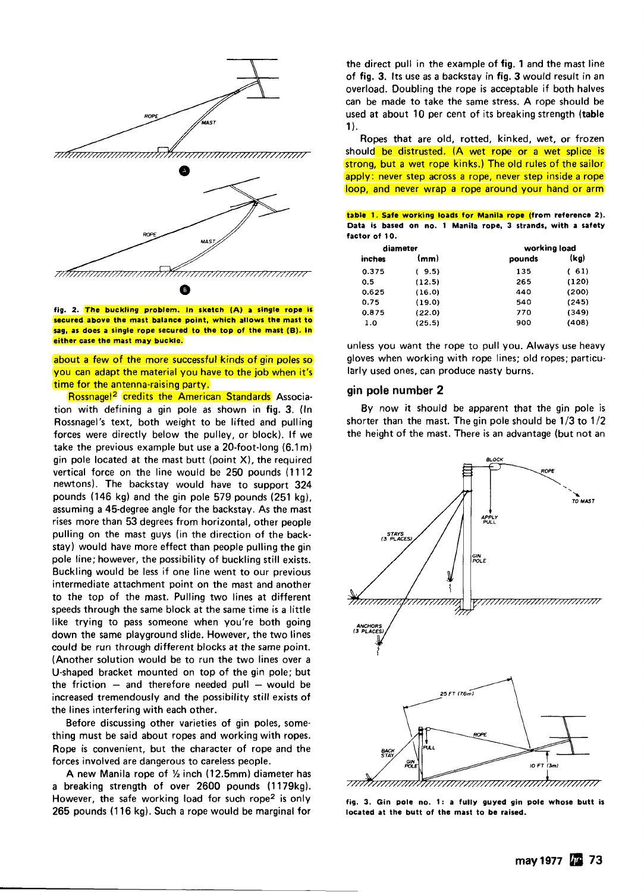fig. 2. The buckling problem. In sketch (A) a single rope is secured above the mast balance point, which allows the mast to sag, as does a single rope secured to the top of the mast (B). In either case the mast may buckle.

about a few of the more successful kinds of gin poles so you can adapt the material you have to the job when it's time for the antenna-raising party.

Rossnagel[2] credits the American Standards Association with defining a gin pole as shown in **fig. 3**. (In Rossnagel's text, both weight to be lifted and pulling forces were directly below the pulley, or block). If we take the previous example but use a 20-foot-long (6.1m) gin pole located at the mast butt (point X), the required vertical force on the line would be 250 pounds (1112 newtons). The backstay would have to support 324 pounds (146 kg) and the gin pole 579 pounds (251 kg), assuming a 45-degree angle for the backstay. As the mast rises more than 53 degrees from horizontal, other people pulling on the mast guys (in the direction of the backstay) would have more effect than people pulling the gin pole line; however, the possibility of buckling still exists. Buckling would be less if one line went to our previous intermediate attachment point on the mast and another to the top of the mast. Pulling two lines at different speeds through the same block at the same time is a little like trying to pass someone when you're both going down the same playground slide. However, the two lines could be run through different blocks at the same point. (Another solution would be to run the two lines over a U-shaped bracket mounted on top of the gin pole; but the friction — and therefore needed pull — would be increased tremendously and the possibility still exists of the lines interfering with each other.

Before discussing other varieties of gin poles, something must be said about ropes and working with ropes. Rope is convenient, but the character of rope and the forces involved are dangerous to careless people.

A new Manila rope of ½ inch (12.5mm) diameter has a breaking strength of over 2600 pounds (1179kg). However, the safe working load for such rope[2] is only 265 pounds (116 kg). Such a rope would be marginal for the direct pull in the example of **fig. 1** and the mast line of **fig. 3**. Its use as a backstay in **fig. 3** would result in an overload. Doubling the rope is acceptable if both halves can be made to take the same stress. A rope should be used at about 10 per cent of its breaking strength (**table 1**).

Ropes that are old, rotted, kinked, wet, or frozen should be distrusted. (A wet rope or a wet splice is strong, but a wet rope kinks.) The old rules of the sailor apply: never step across a rope, never step inside a rope loop, and never wrap a rope around your hand or arm unless you want the rope to pull you. Always use heavy gloves when working with rope lines; old ropes; particularly used ones, can produce nasty burns.

**table 1. Safe working loads for Manila rope (from reference 2). Data is based on no. 1 Manila rope, 3 strands, with a safety factor of 10.**

| diameter | | working load | |
|---|---|---|---|
| inches | (mm) | pounds | (kg) |
| 0.375 | (9.5) | 135 | (61) |
| 0.5 | (12.5) | 265 | (120) |
| 0.625 | (16.0) | 440 | (200) |
| 0.75 | (19.0) | 540 | (245) |
| 0.875 | (22.0) | 770 | (349) |
| 1.0 | (25.5) | 900 | (408) |

## gin pole number 2

By now it should be apparent that the gin pole is shorter than the mast. The gin pole should be 1/3 to 1/2 the height of the mast. There is an advantage (but not an

fig. 3. Gin pole no. 1: a fully guyed gin pole whose butt is located at the butt of the mast to be raised.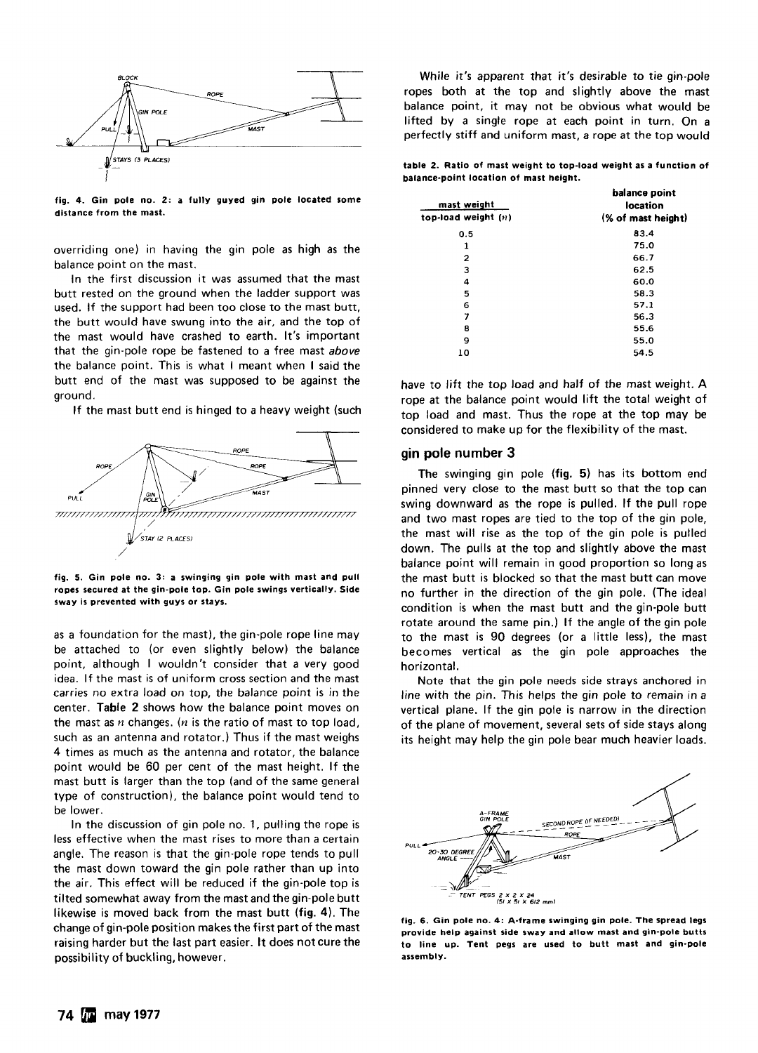fig. 4. Gin pole no. 2: a fully guyed gin pole located some distance from the mast.

overriding one) in having the gin pole as high as the balance point on the mast.

In the first discussion it was assumed that the mast butt rested on the ground when the ladder support was used. If the support had been too close to the mast butt, the butt would have swung into the air, and the top of the mast would have crashed to earth. It's important that the gin-pole rope be fastened to a free mast *above* the balance point. This is what I meant when I said the butt end of the mast was supposed to be against the ground.

If the mast butt end is hinged to a heavy weight (such as a foundation for the mast), the gin-pole rope line may be attached to (or even slightly below) the balance point, although I wouldn't consider that a very good idea. If the mast is of uniform cross section and the mast carries no extra load on top, the balance point is in the center. **Table 2** shows how the balance point moves on the mast as $n$ changes. ($n$ is the ratio of mast to top load, such as an antenna and rotator.) Thus if the mast weighs 4 times as much as the antenna and rotator, the balance point would be 60 per cent of the mast height. If the mast butt is larger than the top (and of the same general type of construction), the balance point would tend to be lower.

fig. 5. Gin pole no. 3: a swinging gin pole with mast and pull ropes secured at the gin-pole top. Gin pole swings vertically. Side sway is prevented with guys or stays.

In the discussion of gin pole no. 1, pulling the rope is less effective when the mast rises to more than a certain angle. The reason is that the gin-pole rope tends to pull the mast down toward the gin pole rather than up into the air. This effect will be reduced if the gin-pole top is tilted somewhat away from the mast and the gin-pole butt likewise is moved back from the mast butt (**fig. 4**). The change of gin-pole position makes the first part of the mast raising harder but the last part easier. It does not cure the possibility of buckling, however.

While it's apparent that it's desirable to tie gin-pole ropes both at the top and slightly above the mast balance point, it may not be obvious what would be lifted by a single rope at each point in turn. On a perfectly stiff and uniform mast, a rope at the top would have to lift the top load and half of the mast weight. A rope at the balance point would lift the total weight of top load and mast. Thus the rope at the top may be considered to make up for the flexibility of the mast.

**table 2. Ratio of mast weight to top-load weight as a function of balance-point location of mast height.**

| mast weight / top-load weight ($n$) | balance point location (% of mast height) |
|---|---|
| 0.5 | 83.4 |
| 1 | 75.0 |
| 2 | 66.7 |
| 3 | 62.5 |
| 4 | 60.0 |
| 5 | 58.3 |
| 6 | 57.1 |
| 7 | 56.3 |
| 8 | 55.6 |
| 9 | 55.0 |
| 10 | 54.5 |

## gin pole number 3

The swinging gin pole (**fig. 5**) has its bottom end pinned very close to the mast butt so that the top can swing downward as the rope is pulled. If the pull rope and two mast ropes are tied to the top of the gin pole, the mast will rise as the top of the gin pole is pulled down. The pulls at the top and slightly above the mast balance point will remain in good proportion so long as the mast butt is blocked so that the mast butt can move no further in the direction of the gin pole. (The ideal condition is when the mast butt and the gin-pole butt rotate around the same pin.) If the angle of the gin pole to the mast is 90 degrees (or a little less), the mast becomes vertical as the gin pole approaches the horizontal.

Note that the gin pole needs side strays anchored in line with the pin. This helps the gin pole to remain in a vertical plane. If the gin pole is narrow in the direction of the plane of movement, several sets of side stays along its height may help the gin pole bear much heavier loads.

fig. 6. Gin pole no. 4: A-frame swinging gin pole. The spread legs provide help against side sway and allow mast and gin-pole butts to line up. Tent pegs are used to butt mast and gin-pole assembly.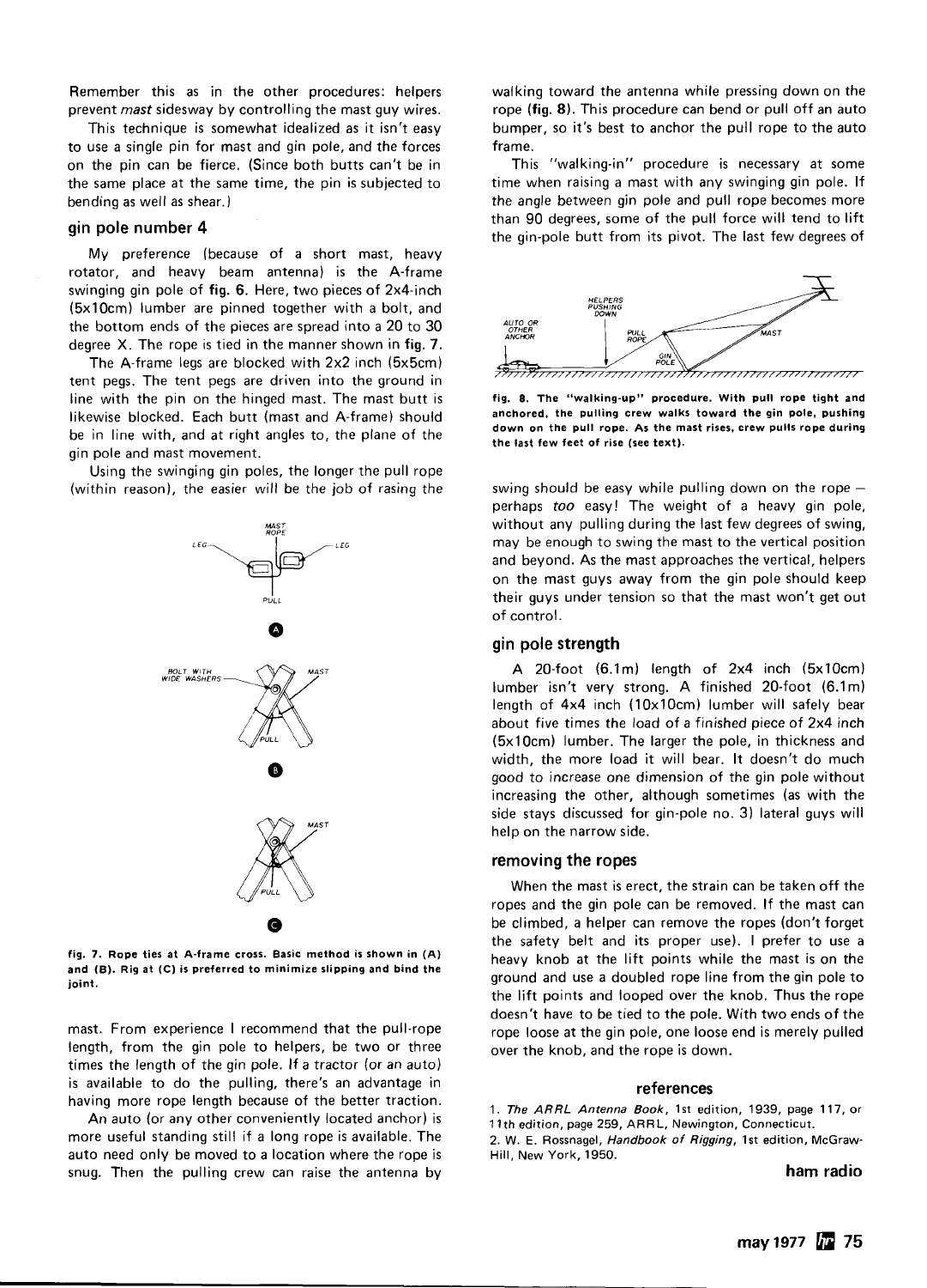Remember this as in the other procedures: helpers prevent *mast* sidesway by controlling the mast guy wires.

This technique is somewhat idealized as it isn't easy to use a single pin for mast and gin pole, and the forces on the pin can be fierce. (Since both butts can't be in the same place at the same time, the pin is subjected to bending as well as shear.)

## gin pole number 4

My preference (because of a short mast, heavy rotator, and heavy beam antenna) is the A-frame swinging gin pole of **fig. 6**. Here, two pieces of 2x4-inch (5x10cm) lumber are pinned together with a bolt, and the bottom ends of the pieces are spread into a 20 to 30 degree X. The rope is tied in the manner shown in **fig. 7**.

The A-frame legs are blocked with 2x2 inch (5x5cm) tent pegs. The tent pegs are driven into the ground in line with the pin on the hinged mast. The mast butt is likewise blocked. Each butt (mast and A-frame) should be in line with, and at right angles to, the plane of the gin pole and mast movement.

Using the swinging gin poles, the longer the pull rope (within reason), the easier will be the job of rasing the mast. From experience I recommend that the pull-rope length, from the gin pole to helpers, be two or three times the length of the gin pole. If a tractor (or an auto) is available to do the pulling, there's an advantage in having more rope length because of the better traction.

MAST ROPE
LEG
LEG
PULL
A

BOLT WITH WIDE WASHERS
MAST
PULL
B

MAST
PULL
C

**fig. 7. Rope ties at A-frame cross. Basic method is shown in (A) and (B). Rig at (C) is preferred to minimize slipping and bind the joint.**

An auto (or any other conveniently located anchor) is more useful standing still if a long rope is available. The auto need only be moved to a location where the rope is snug. Then the pulling crew can raise the antenna by walking toward the antenna while pressing down on the rope (**fig. 8**). This procedure can bend or pull off an auto bumper, so it's best to anchor the pull rope to the auto frame.

This "walking-in" procedure is necessary at some time when raising a mast with any swinging gin pole. If the angle between gin pole and pull rope becomes more than 90 degrees, some of the pull force will tend to lift the gin-pole butt from its pivot. The last few degrees of swing should be easy while pulling down on the rope — perhaps *too* easy! The weight of a heavy gin pole, without any pulling during the last few degrees of swing, may be enough to swing the mast to the vertical position and beyond. As the mast approaches the vertical, helpers on the mast guys away from the gin pole should keep their guys under tension so that the mast won't get out of control.

HELPERS PUSHING DOWN
AUTO OR OTHER ANCHOR
PULL ROPE
GIN POLE
MAST

**fig. 8. The "walking-up" procedure. With pull rope tight and anchored, the pulling crew walks toward the gin pole, pushing down on the pull rope. As the mast rises, crew pulls rope during the last few feet of rise (see text).**

## gin pole strength

A 20-foot (6.1m) length of 2x4 inch (5x10cm) lumber isn't very strong. A finished 20-foot (6.1m) length of 4x4 inch (10x10cm) lumber will safely bear about five times the load of a finished piece of 2x4 inch (5x10cm) lumber. The larger the pole, in thickness and width, the more load it will bear. It doesn't do much good to increase one dimension of the gin pole without increasing the other, although sometimes (as with the side stays discussed for gin-pole no. 3) lateral guys will help on the narrow side.

## removing the ropes

When the mast is erect, the strain can be taken off the ropes and the gin pole can be removed. If the mast can be climbed, a helper can remove the ropes (don't forget the safety belt and its proper use). I prefer to use a heavy knob at the lift points while the mast is on the ground and use a doubled rope line from the gin pole to the lift points and looped over the knob. Thus the rope doesn't have to be tied to the pole. With two ends of the rope loose at the gin pole, one loose end is merely pulled over the knob, and the rope is down.

### references

1. *The ARRL Antenna Book*, 1st edition, 1939, page 117, or 11th edition, page 259, ARRL, Newington, Connecticut.
2. W. E. Rossnagel, *Handbook of Rigging*, 1st edition, McGraw-Hill, New York, 1950.

**ham radio**